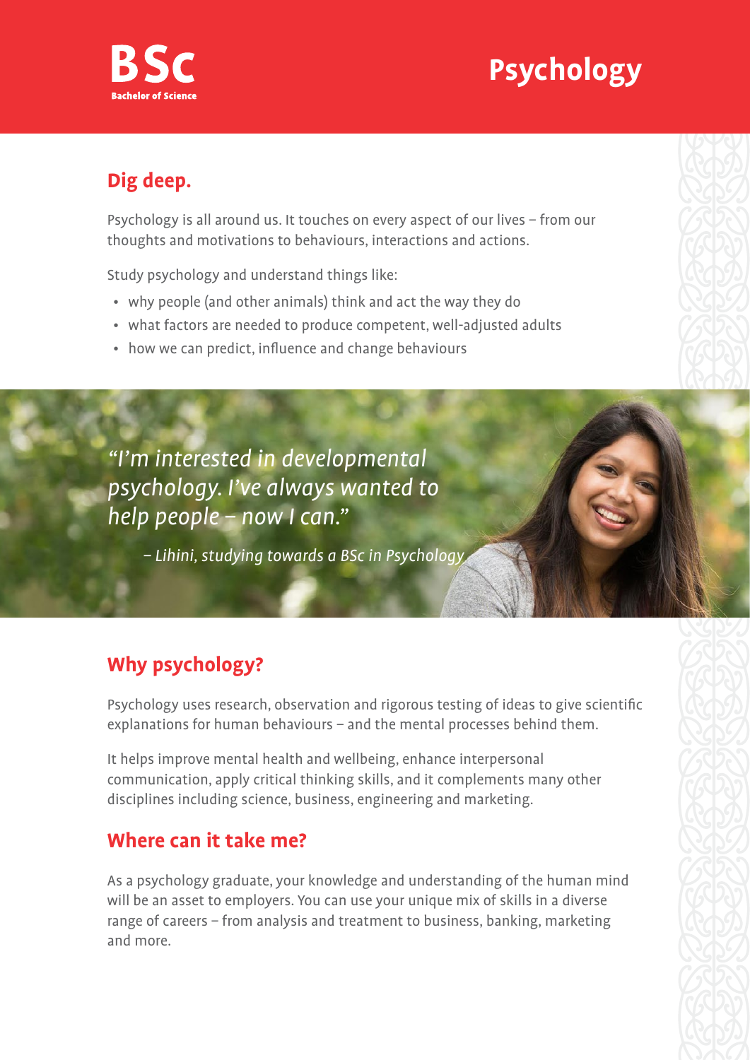**BSc**
**Bachelor of Science**

# Psychology

## Dig deep.

Psychology is all around us. It touches on every aspect of our lives – from our thoughts and motivations to behaviours, interactions and actions.

Study psychology and understand things like:

- why people (and other animals) think and act the way they do
- what factors are needed to produce competent, well-adjusted adults
- how we can predict, influence and change behaviours

*“I’m interested in developmental psychology. I’ve always wanted to help people – now I can.”*

*– Lihini, studying towards a BSc in Psychology*

## Why psychology?

Psychology uses research, observation and rigorous testing of ideas to give scientific explanations for human behaviours – and the mental processes behind them.

It helps improve mental health and wellbeing, enhance interpersonal communication, apply critical thinking skills, and it complements many other disciplines including science, business, engineering and marketing.

## Where can it take me?

As a psychology graduate, your knowledge and understanding of the human mind will be an asset to employers. You can use your unique mix of skills in a diverse range of careers – from analysis and treatment to business, banking, marketing and more.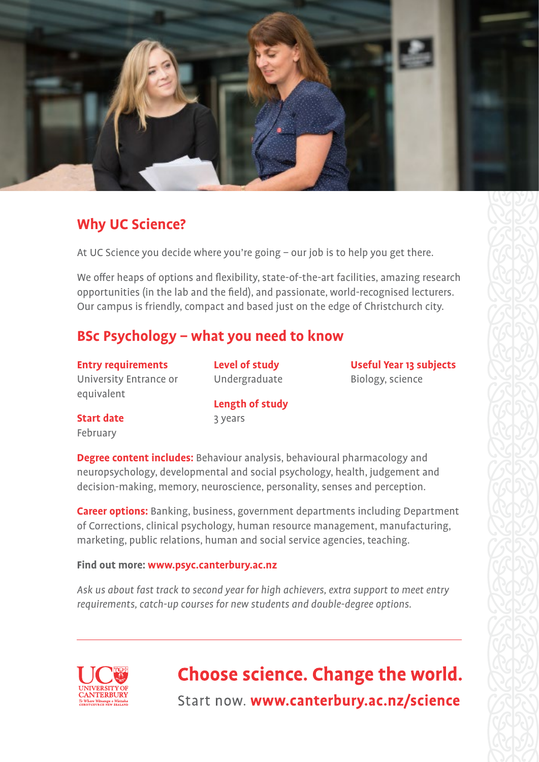## Why UC Science?

At UC Science you decide where you're going – our job is to help you get there.

We offer heaps of options and flexibility, state-of-the-art facilities, amazing research opportunities (in the lab and the field), and passionate, world-recognised lecturers. Our campus is friendly, compact and based just on the edge of Christchurch city.

## BSc Psychology – what you need to know

**Entry requirements**
University Entrance or equivalent

**Start date**
February

**Level of study**
Undergraduate

**Length of study**
3 years

**Useful Year 13 subjects**
Biology, science

**Degree content includes:** Behaviour analysis, behavioural pharmacology and neuropsychology, developmental and social psychology, health, judgement and decision-making, memory, neuroscience, personality, senses and perception.

**Career options:** Banking, business, government departments including Department of Corrections, clinical psychology, human resource management, manufacturing, marketing, public relations, human and social service agencies, teaching.

**Find out more: www.psyc.canterbury.ac.nz**

*Ask us about fast track to second year for high achievers, extra support to meet entry requirements, catch-up courses for new students and double-degree options.*

---

UC UNIVERSITY OF CANTERBURY
*Te Whare Wānanga o Waitaha*
CHRISTCHURCH NEW ZEALAND

**Choose science. Change the world.**

Start now. **www.canterbury.ac.nz/science**